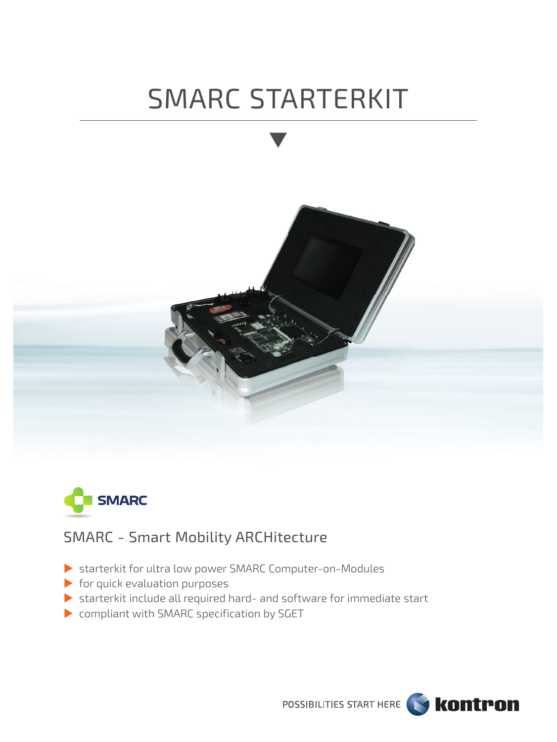# SMARC STARTERKIT

SMARC

## SMARC - Smart Mobility ARCHitecture

- starterkit for ultra low power SMARC Computer-on-Modules
- for quick evaluation purposes
- starterkit include all required hard- and software for immediate start
- compliant with SMARC specification by SGET

POSSIBILITIES START HERE kontron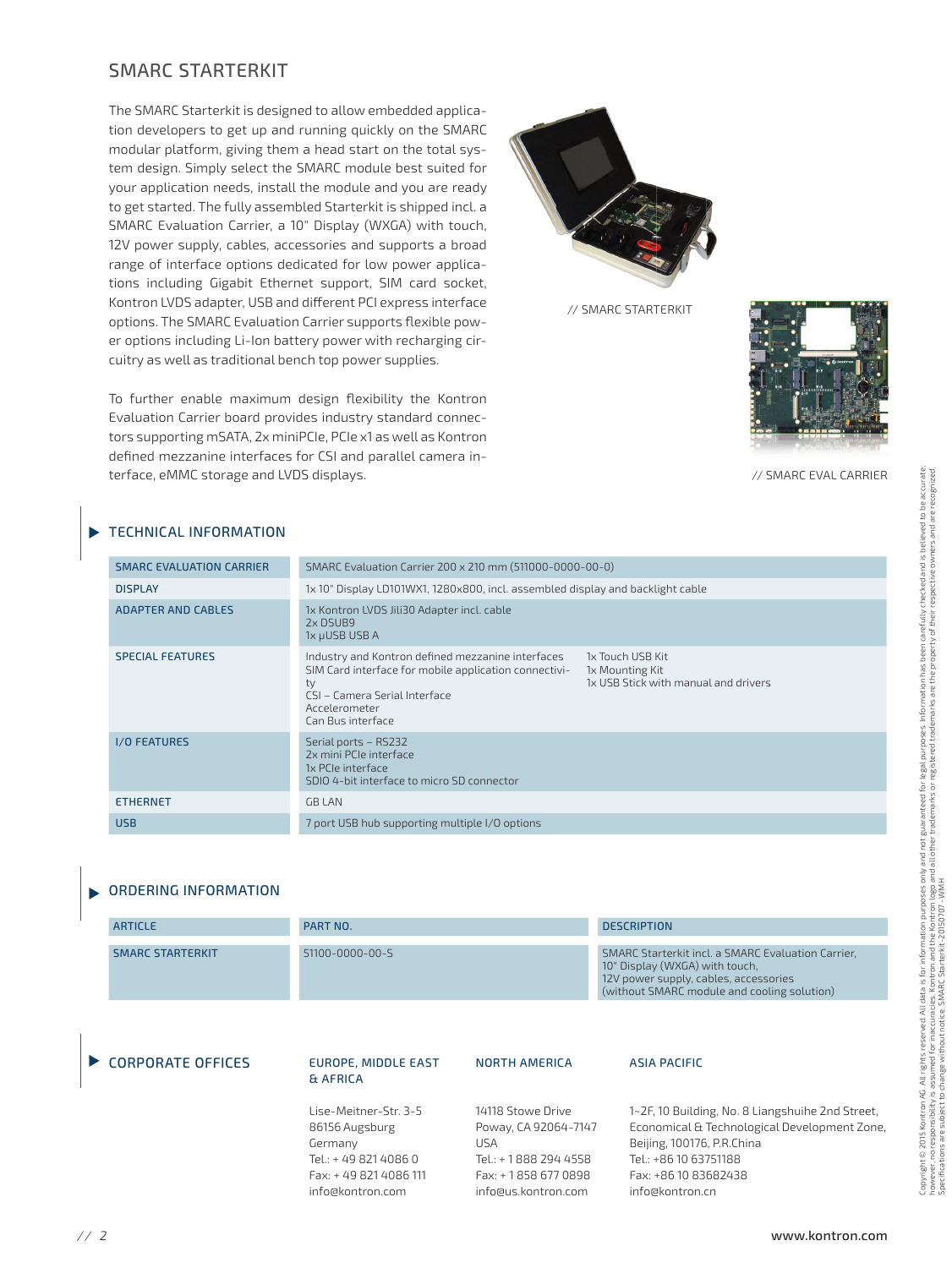## SMARC STARTERKIT

The SMARC Starterkit is designed to allow embedded application developers to get up and running quickly on the SMARC modular platform, giving them a head start on the total system design. Simply select the SMARC module best suited for your application needs, install the module and you are ready to get started. The fully assembled Starterkit is shipped incl. a SMARC Evaluation Carrier, a 10" Display (WXGA) with touch, 12V power supply, cables, accessories and supports a broad range of interface options dedicated for low power applications including Gigabit Ethernet support, SIM card socket, Kontron LVDS adapter, USB and different PCI express interface options. The SMARC Evaluation Carrier supports flexible power options including Li-Ion battery power with recharging circuitry as well as traditional bench top power supplies.

To further enable maximum design flexibility the Kontron Evaluation Carrier board provides industry standard connectors supporting mSATA, 2x miniPCIe, PCIe x1 as well as Kontron defined mezzanine interfaces for CSI and parallel camera interface, eMMC storage and LVDS displays.

// SMARC STARTERKIT

// SMARC EVAL CARRIER

### TECHNICAL INFORMATION

| | | |
|---|---|---|
| SMARC EVALUATION CARRIER | SMARC Evaluation Carrier 200 x 210 mm (511000-0000-00-0) | |
| DISPLAY | 1x 10" Display LD101WX1, 1280x800, incl. assembled display and backlight cable | |
| ADAPTER AND CABLES | 1x Kontron LVDS Jili30 Adapter incl. cable<br>2x DSUB9<br>1x µUSB USB A | |
| SPECIAL FEATURES | Industry and Kontron defined mezzanine interfaces<br>SIM Card interface for mobile application connectivity<br>CSI – Camera Serial Interface<br>Accelerometer<br>Can Bus interface | 1x Touch USB Kit<br>1x Mounting Kit<br>1x USB Stick with manual and drivers |
| I/O FEATURES | Serial ports – RS232<br>2x mini PCIe interface<br>1x PCIe interface<br>SDIO 4-bit interface to micro SD connector | |
| ETHERNET | GB LAN | |
| USB | 7 port USB hub supporting multiple I/O options | |

### ORDERING INFORMATION

| ARTICLE | PART NO. | DESCRIPTION |
|---|---|---|
| SMARC STARTERKIT | 51100-0000-00-S | SMARC Starterkit incl. a SMARC Evaluation Carrier, 10" Display (WXGA) with touch, 12V power supply, cables, accessories (without SMARC module and cooling solution) |

### CORPORATE OFFICES

**EUROPE, MIDDLE EAST & AFRICA**

Lise-Meitner-Str. 3-5
86156 Augsburg
Germany
Tel.: + 49 821 4086 0
Fax: + 49 821 4086 111
info@kontron.com

**NORTH AMERICA**

14118 Stowe Drive
Poway, CA 92064-7147
USA
Tel.: + 1 888 294 4558
Fax: + 1 858 677 0898
info@us.kontron.com

**ASIA PACIFIC**

1~2F, 10 Building, No. 8 Liangshuihe 2nd Street,
Economical & Technological Development Zone,
Beijing, 100176, P.R.China
Tel.: +86 10 63751188
Fax: +86 10 83682438
info@kontron.cn

Copyright © 2015 Kontron AG. All rights reserved. All data is for information purposes only and not guaranteed for legal purposes. Information has been carefully checked and is believed to be accurate; however, no responsibility is assumed for inaccuracies. Kontron and the Kontron logo and all other trademarks or registered trademarks are the property of their respective owners and are recognized. Specifications are subject to change without notice. SMARC Starterkit-20150707-WMH

www.kontron.com